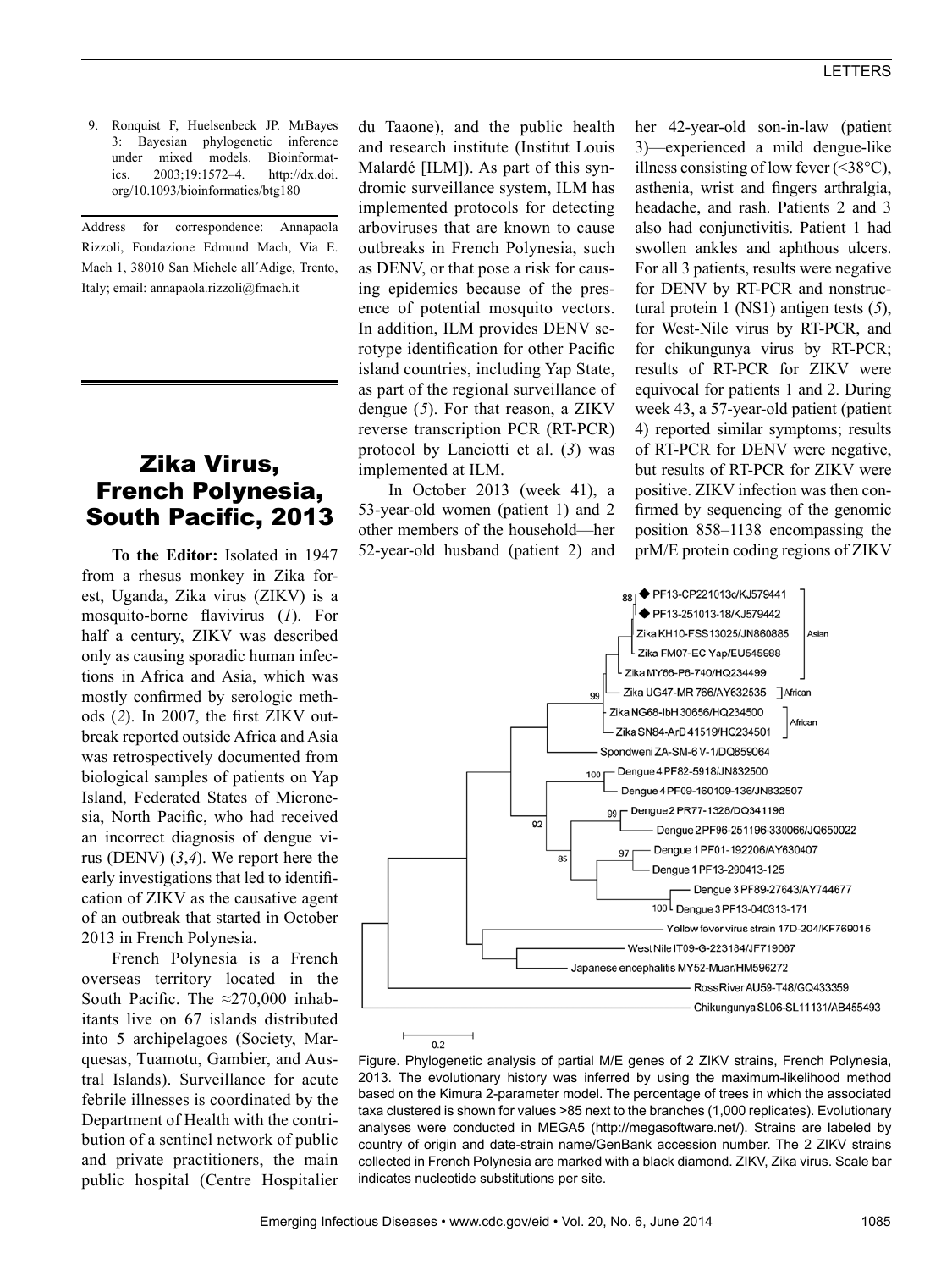9. Ronquist F, Huelsenbeck JP. MrBayes 3: Bayesian phylogenetic inference under mixed models. Bioinformatics. 2003;19:1572–4. http://dx.doi.org/10.1093/bioinformatics/btg180

Address for correspondence: Annapaola Rizzoli, Fondazione Edmund Mach, Via E. Mach 1, 38010 San Michele all´Adige, Trento, Italy; email: annapaola.rizzoli@fmach.it

# Zika Virus, French Polynesia, South Pacific, 2013

**To the Editor:** Isolated in 1947 from a rhesus monkey in Zika forest, Uganda, Zika virus (ZIKV) is a mosquito-borne flavivirus (*1*). For half a century, ZIKV was described only as causing sporadic human infections in Africa and Asia, which was mostly confirmed by serologic methods (*2*). In 2007, the first ZIKV outbreak reported outside Africa and Asia was retrospectively documented from biological samples of patients on Yap Island, Federated States of Micronesia, North Pacific, who had received an incorrect diagnosis of dengue virus (DENV) (*3*,*4*). We report here the early investigations that led to identification of ZIKV as the causative agent of an outbreak that started in October 2013 in French Polynesia.

French Polynesia is a French overseas territory located in the South Pacific. The ≈270,000 inhabitants live on 67 islands distributed into 5 archipelagoes (Society, Marquesas, Tuamotu, Gambier, and Austral Islands). Surveillance for acute febrile illnesses is coordinated by the Department of Health with the contribution of a sentinel network of public and private practitioners, the main public hospital (Centre Hospitalier du Taaone), and the public health and research institute (Institut Louis Malardé [ILM]). As part of this syndromic surveillance system, ILM has implemented protocols for detecting arboviruses that are known to cause outbreaks in French Polynesia, such as DENV, or that pose a risk for causing epidemics because of the presence of potential mosquito vectors. In addition, ILM provides DENV serotype identification for other Pacific island countries, including Yap State, as part of the regional surveillance of dengue (*5*). For that reason, a ZIKV reverse transcription PCR (RT-PCR) protocol by Lanciotti et al. (*3*) was implemented at ILM.

In October 2013 (week 41), a 53-year-old women (patient 1) and 2 other members of the household—her 52-year-old husband (patient 2) and her 42-year-old son-in-law (patient 3)—experienced a mild dengue-like illness consisting of low fever (<38°C), asthenia, wrist and fingers arthralgia, headache, and rash. Patients 2 and 3 also had conjunctivitis. Patient 1 had swollen ankles and aphthous ulcers. For all 3 patients, results were negative for DENV by RT-PCR and nonstructural protein 1 (NS1) antigen tests (*5*), for West-Nile virus by RT-PCR, and for chikungunya virus by RT-PCR; results of RT-PCR for ZIKV were equivocal for patients 1 and 2. During week 43, a 57-year-old patient (patient 4) reported similar symptoms; results of RT-PCR for DENV were negative, but results of RT-PCR for ZIKV were positive. ZIKV infection was then confirmed by sequencing of the genomic position 858–1138 encompassing the prM/E protein coding regions of ZIKV

Figure. Phylogenetic analysis of partial M/E genes of 2 ZIKV strains, French Polynesia, 2013. The evolutionary history was inferred by using the maximum-likelihood method based on the Kimura 2-parameter model. The percentage of trees in which the associated taxa clustered is shown for values >85 next to the branches (1,000 replicates). Evolutionary analyses were conducted in MEGA5 (http://megasoftware.net/). Strains are labeled by country of origin and date-strain name/GenBank accession number. The 2 ZIKV strains collected in French Polynesia are marked with a black diamond. ZIKV, Zika virus. Scale bar indicates nucleotide substitutions per site.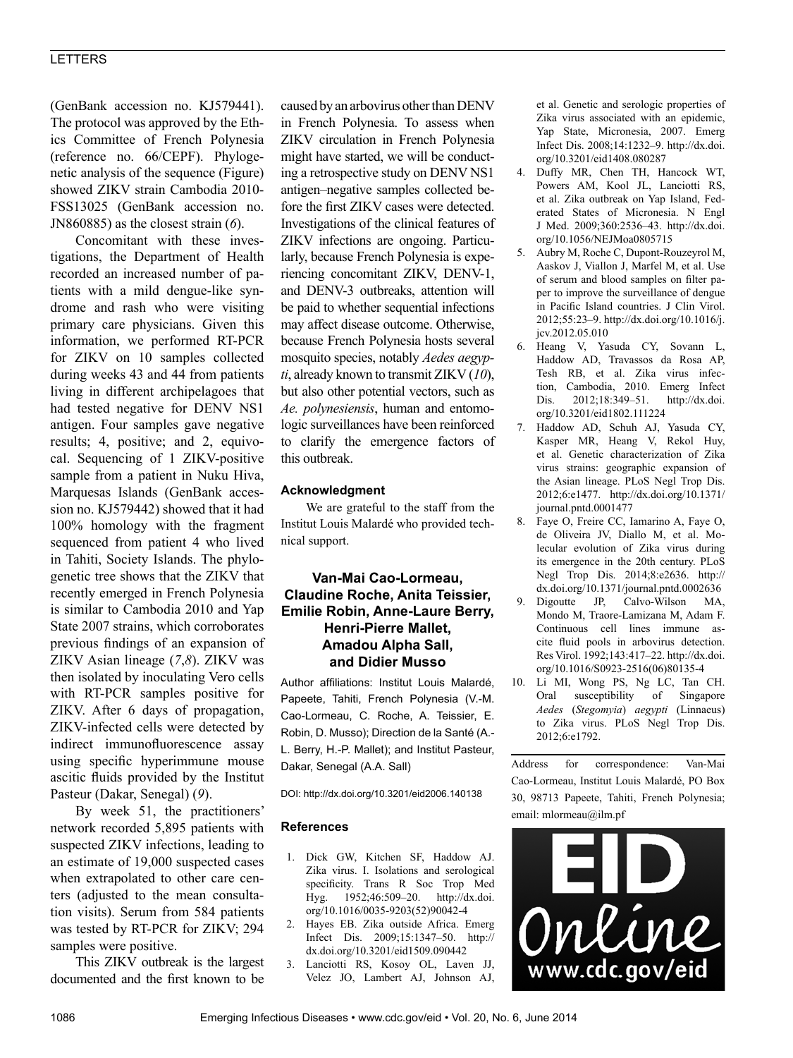(GenBank accession no. KJ579441). The protocol was approved by the Ethics Committee of French Polynesia (reference no. 66/CEPF). Phylogenetic analysis of the sequence (Figure) showed ZIKV strain Cambodia 2010-FSS13025 (GenBank accession no. JN860885) as the closest strain (*6*).

Concomitant with these investigations, the Department of Health recorded an increased number of patients with a mild dengue-like syndrome and rash who were visiting primary care physicians. Given this information, we performed RT-PCR for ZIKV on 10 samples collected during weeks 43 and 44 from patients living in different archipelagoes that had tested negative for DENV NS1 antigen. Four samples gave negative results; 4, positive; and 2, equivocal. Sequencing of 1 ZIKV-positive sample from a patient in Nuku Hiva, Marquesas Islands (GenBank accession no. KJ579442) showed that it had 100% homology with the fragment sequenced from patient 4 who lived in Tahiti, Society Islands. The phylogenetic tree shows that the ZIKV that recently emerged in French Polynesia is similar to Cambodia 2010 and Yap State 2007 strains, which corroborates previous findings of an expansion of ZIKV Asian lineage (*7*,*8*). ZIKV was then isolated by inoculating Vero cells with RT-PCR samples positive for ZIKV. After 6 days of propagation, ZIKV-infected cells were detected by indirect immunofluorescence assay using specific hyperimmune mouse ascitic fluids provided by the Institut Pasteur (Dakar, Senegal) (*9*).

By week 51, the practitioners' network recorded 5,895 patients with suspected ZIKV infections, leading to an estimate of 19,000 suspected cases when extrapolated to other care centers (adjusted to the mean consultation visits). Serum from 584 patients was tested by RT-PCR for ZIKV; 294 samples were positive.

This ZIKV outbreak is the largest documented and the first known to be caused by an arbovirus other than DENV in French Polynesia. To assess when ZIKV circulation in French Polynesia might have started, we will be conducting a retrospective study on DENV NS1 antigen–negative samples collected before the first ZIKV cases were detected. Investigations of the clinical features of ZIKV infections are ongoing. Particularly, because French Polynesia is experiencing concomitant ZIKV, DENV-1, and DENV-3 outbreaks, attention will be paid to whether sequential infections may affect disease outcome. Otherwise, because French Polynesia hosts several mosquito species, notably *Aedes aegypti*, already known to transmit ZIKV (*10*), but also other potential vectors, such as *Ae. polynesiensis*, human and entomologic surveillances have been reinforced to clarify the emergence factors of this outbreak.

### Acknowledgment

We are grateful to the staff from the Institut Louis Malardé who provided technical support.

**Van-Mai Cao-Lormeau, Claudine Roche, Anita Teissier, Emilie Robin, Anne-Laure Berry, Henri-Pierre Mallet, Amadou Alpha Sall, and Didier Musso**

Author affiliations: Institut Louis Malardé, Papeete, Tahiti, French Polynesia (V.-M. Cao-Lormeau, C. Roche, A. Teissier, E. Robin, D. Musso); Direction de la Santé (A.-L. Berry, H.-P. Mallet); and Institut Pasteur, Dakar, Senegal (A.A. Sall)

DOI: http://dx.doi.org/10.3201/eid2006.140138

### References

1. Dick GW, Kitchen SF, Haddow AJ. Zika virus. I. Isolations and serological specificity. Trans R Soc Trop Med Hyg. 1952;46:509–20. http://dx.doi.org/10.1016/0035-9203(52)90042-4
2. Hayes EB. Zika outside Africa. Emerg Infect Dis. 2009;15:1347–50. http://dx.doi.org/10.3201/eid1509.090442
3. Lanciotti RS, Kosoy OL, Laven JJ, Velez JO, Lambert AJ, Johnson AJ, et al. Genetic and serologic properties of Zika virus associated with an epidemic, Yap State, Micronesia, 2007. Emerg Infect Dis. 2008;14:1232–9. http://dx.doi.org/10.3201/eid1408.080287
4. Duffy MR, Chen TH, Hancock WT, Powers AM, Kool JL, Lanciotti RS, et al. Zika outbreak on Yap Island, Federated States of Micronesia. N Engl J Med. 2009;360:2536–43. http://dx.doi.org/10.1056/NEJMoa0805715
5. Aubry M, Roche C, Dupont-Rouzeyrol M, Aaskov J, Viallon J, Marfel M, et al. Use of serum and blood samples on filter paper to improve the surveillance of dengue in Pacific Island countries. J Clin Virol. 2012;55:23–9. http://dx.doi.org/10.1016/j.jcv.2012.05.010
6. Heang V, Yasuda CY, Sovann L, Haddow AD, Travassos da Rosa AP, Tesh RB, et al. Zika virus infection, Cambodia, 2010. Emerg Infect Dis. 2012;18:349–51. http://dx.doi.org/10.3201/eid1802.111224
7. Haddow AD, Schuh AJ, Yasuda CY, Kasper MR, Heang V, Rekol Huy, et al. Genetic characterization of Zika virus strains: geographic expansion of the Asian lineage. PLoS Negl Trop Dis. 2012;6:e1477. http://dx.doi.org/10.1371/journal.pntd.0001477
8. Faye O, Freire CC, Iamarino A, Faye O, de Oliveira JV, Diallo M, et al. Molecular evolution of Zika virus during its emergence in the 20th century. PLoS Negl Trop Dis. 2014;8:e2636. http://dx.doi.org/10.1371/journal.pntd.0002636
9. Digoutte JP, Calvo-Wilson MA, Mondo M, Traore-Lamizana M, Adam F. Continuous cell lines immune ascite fluid pools in arbovirus detection. Res Virol. 1992;143:417–22. http://dx.doi.org/10.1016/S0923-2516(06)80135-4
10. Li MI, Wong PS, Ng LC, Tan CH. Oral susceptibility of Singapore *Aedes* (*Stegomyia*) *aegypti* (Linnaeus) to Zika virus. PLoS Negl Trop Dis. 2012;6:e1792.

Address for correspondence: Van-Mai Cao-Lormeau, Institut Louis Malardé, PO Box 30, 98713 Papeete, Tahiti, French Polynesia; email: mlormeau@ilm.pf

EID Online
www.cdc.gov/eid